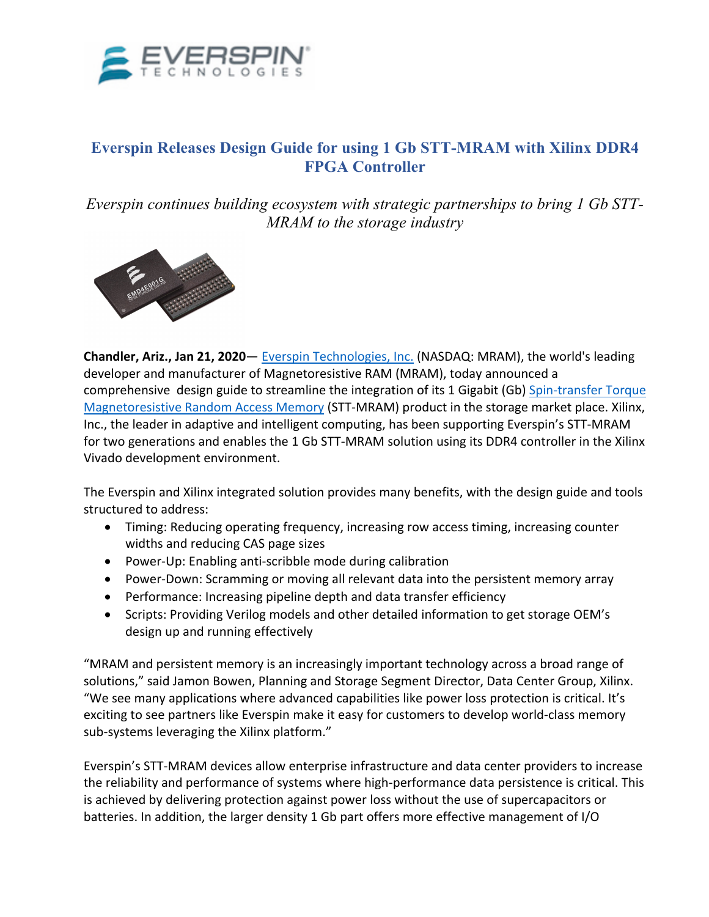# Everspin Releases Design Guide for using 1 Gb STT-MRAM with Xilinx DDR4 FPGA Controller

*Everspin continues building ecosystem with strategic partnerships to bring 1 Gb STT-MRAM to the storage industry*

**Chandler, Ariz., Jan 21, 2020**— Everspin Technologies, Inc. (NASDAQ: MRAM), the world's leading developer and manufacturer of Magnetoresistive RAM (MRAM), today announced a comprehensive design guide to streamline the integration of its 1 Gigabit (Gb) Spin-transfer Torque Magnetoresistive Random Access Memory (STT-MRAM) product in the storage market place. Xilinx, Inc., the leader in adaptive and intelligent computing, has been supporting Everspin's STT-MRAM for two generations and enables the 1 Gb STT-MRAM solution using its DDR4 controller in the Xilinx Vivado development environment.

The Everspin and Xilinx integrated solution provides many benefits, with the design guide and tools structured to address:

- Timing: Reducing operating frequency, increasing row access timing, increasing counter widths and reducing CAS page sizes
- Power-Up: Enabling anti-scribble mode during calibration
- Power-Down: Scramming or moving all relevant data into the persistent memory array
- Performance: Increasing pipeline depth and data transfer efficiency
- Scripts: Providing Verilog models and other detailed information to get storage OEM's design up and running effectively

"MRAM and persistent memory is an increasingly important technology across a broad range of solutions," said Jamon Bowen, Planning and Storage Segment Director, Data Center Group, Xilinx. "We see many applications where advanced capabilities like power loss protection is critical. It's exciting to see partners like Everspin make it easy for customers to develop world-class memory sub-systems leveraging the Xilinx platform."

Everspin's STT-MRAM devices allow enterprise infrastructure and data center providers to increase the reliability and performance of systems where high-performance data persistence is critical. This is achieved by delivering protection against power loss without the use of supercapacitors or batteries. In addition, the larger density 1 Gb part offers more effective management of I/O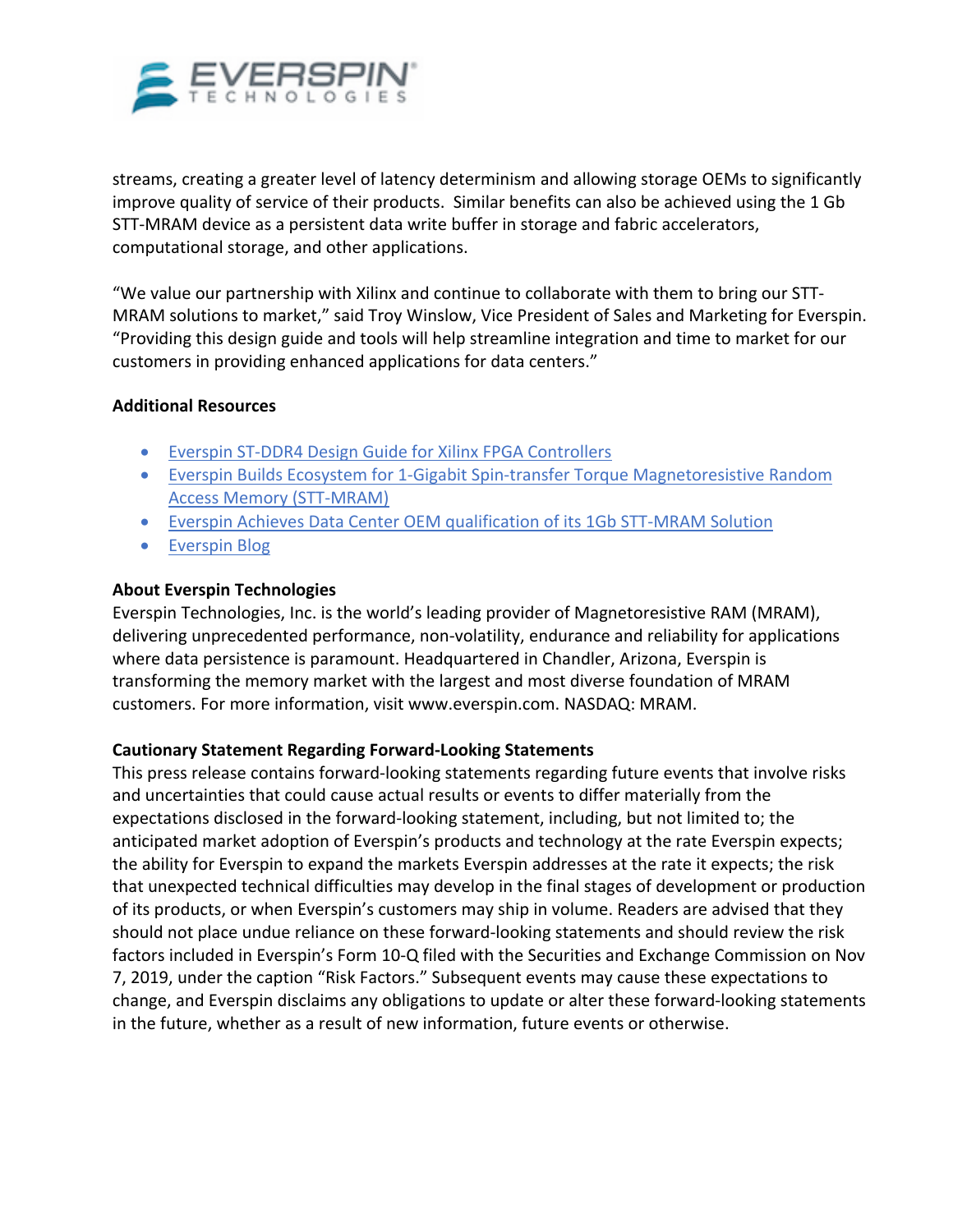streams, creating a greater level of latency determinism and allowing storage OEMs to significantly improve quality of service of their products. Similar benefits can also be achieved using the 1 Gb STT-MRAM device as a persistent data write buffer in storage and fabric accelerators, computational storage, and other applications.

"We value our partnership with Xilinx and continue to collaborate with them to bring our STT-MRAM solutions to market," said Troy Winslow, Vice President of Sales and Marketing for Everspin. "Providing this design guide and tools will help streamline integration and time to market for our customers in providing enhanced applications for data centers."

**Additional Resources**

- Everspin ST-DDR4 Design Guide for Xilinx FPGA Controllers
- Everspin Builds Ecosystem for 1-Gigabit Spin-transfer Torque Magnetoresistive Random Access Memory (STT-MRAM)
- Everspin Achieves Data Center OEM qualification of its 1Gb STT-MRAM Solution
- Everspin Blog

**About Everspin Technologies**

Everspin Technologies, Inc. is the world's leading provider of Magnetoresistive RAM (MRAM), delivering unprecedented performance, non-volatility, endurance and reliability for applications where data persistence is paramount. Headquartered in Chandler, Arizona, Everspin is transforming the memory market with the largest and most diverse foundation of MRAM customers. For more information, visit www.everspin.com. NASDAQ: MRAM.

**Cautionary Statement Regarding Forward-Looking Statements**

This press release contains forward-looking statements regarding future events that involve risks and uncertainties that could cause actual results or events to differ materially from the expectations disclosed in the forward-looking statement, including, but not limited to; the anticipated market adoption of Everspin's products and technology at the rate Everspin expects; the ability for Everspin to expand the markets Everspin addresses at the rate it expects; the risk that unexpected technical difficulties may develop in the final stages of development or production of its products, or when Everspin's customers may ship in volume. Readers are advised that they should not place undue reliance on these forward-looking statements and should review the risk factors included in Everspin's Form 10-Q filed with the Securities and Exchange Commission on Nov 7, 2019, under the caption "Risk Factors." Subsequent events may cause these expectations to change, and Everspin disclaims any obligations to update or alter these forward-looking statements in the future, whether as a result of new information, future events or otherwise.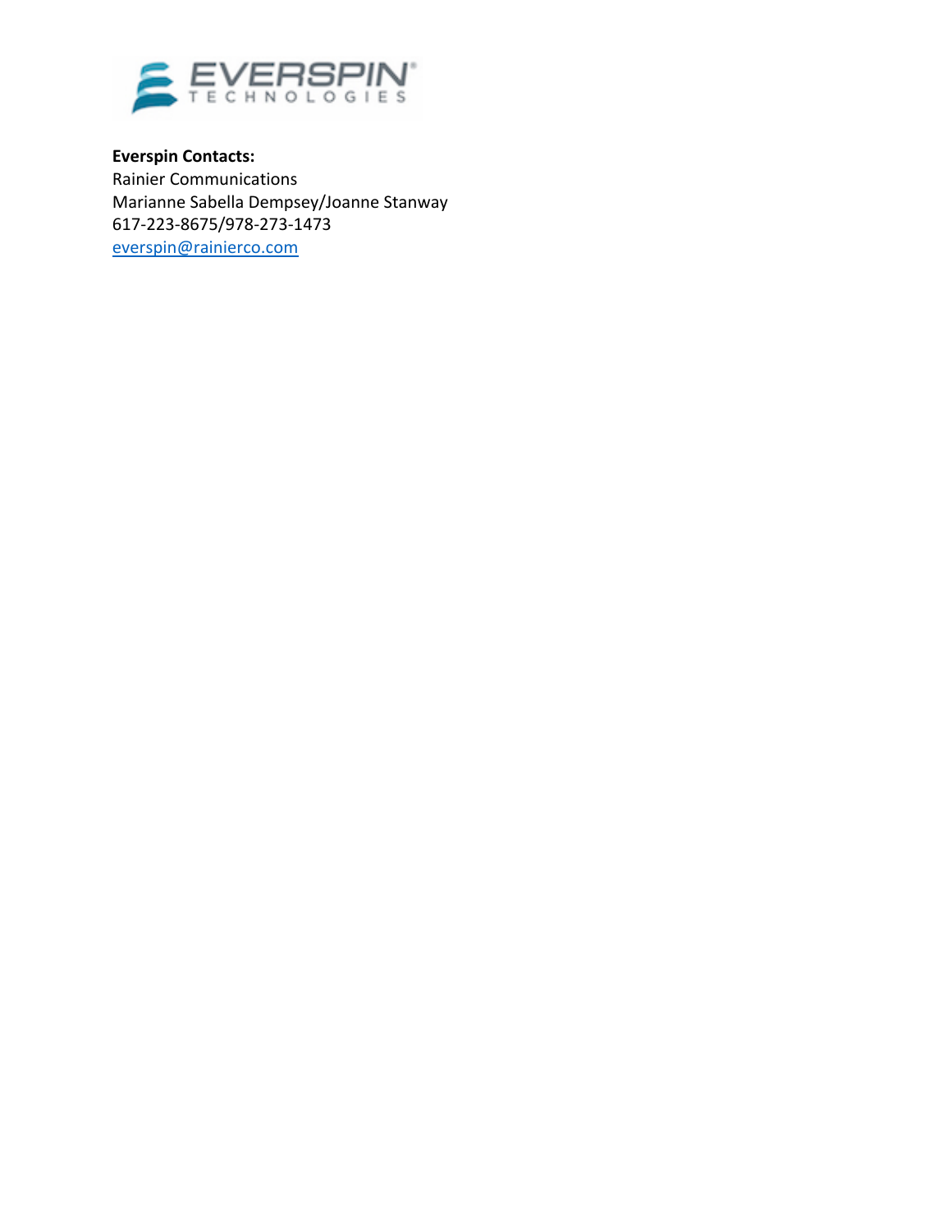**Everspin Contacts:**
Rainier Communications
Marianne Sabella Dempsey/Joanne Stanway
617-223-8675/978-273-1473
everspin@rainierco.com